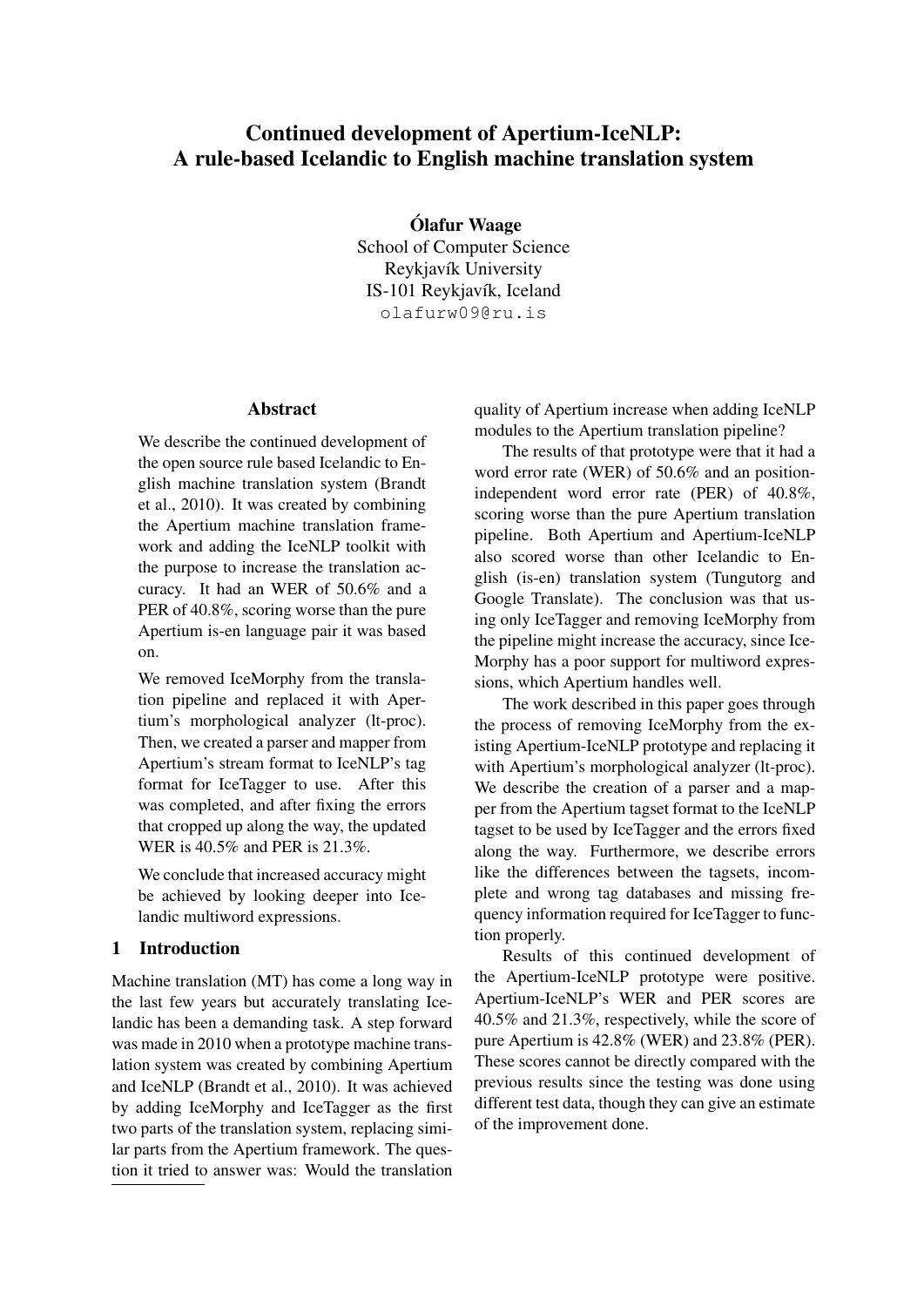# Continued development of Apertium-IceNLP: A rule-based Icelandic to English machine translation system

**Ólafur Waage**
School of Computer Science
Reykjavík University
IS-101 Reykjavík, Iceland
olafurw09@ru.is

## Abstract

We describe the continued development of the open source rule based Icelandic to English machine translation system (Brandt et al., 2010). It was created by combining the Apertium machine translation framework and adding the IceNLP toolkit with the purpose to increase the translation accuracy. It had an WER of 50.6% and a PER of 40.8%, scoring worse than the pure Apertium is-en language pair it was based on.

We removed IceMorphy from the translation pipeline and replaced it with Apertium's morphological analyzer (lt-proc). Then, we created a parser and mapper from Apertium's stream format to IceNLP's tag format for IceTagger to use. After this was completed, and after fixing the errors that cropped up along the way, the updated WER is 40.5% and PER is 21.3%.

We conclude that increased accuracy might be achieved by looking deeper into Icelandic multiword expressions.

## 1 Introduction

Machine translation (MT) has come a long way in the last few years but accurately translating Icelandic has been a demanding task. A step forward was made in 2010 when a prototype machine translation system was created by combining Apertium and IceNLP (Brandt et al., 2010). It was achieved by adding IceMorphy and IceTagger as the first two parts of the translation system, replacing similar parts from the Apertium framework. The question it tried to answer was: Would the translation quality of Apertium increase when adding IceNLP modules to the Apertium translation pipeline?

The results of that prototype were that it had a word error rate (WER) of 50.6% and an position-independent word error rate (PER) of 40.8%, scoring worse than the pure Apertium translation pipeline. Both Apertium and Apertium-IceNLP also scored worse than other Icelandic to English (is-en) translation system (Tungutorg and Google Translate). The conclusion was that using only IceTagger and removing IceMorphy from the pipeline might increase the accuracy, since IceMorphy has a poor support for multiword expressions, which Apertium handles well.

The work described in this paper goes through the process of removing IceMorphy from the existing Apertium-IceNLP prototype and replacing it with Apertium's morphological analyzer (lt-proc). We describe the creation of a parser and a mapper from the Apertium tagset format to the IceNLP tagset to be used by IceTagger and the errors fixed along the way. Furthermore, we describe errors like the differences between the tagsets, incomplete and wrong tag databases and missing frequency information required for IceTagger to function properly.

Results of this continued development of the Apertium-IceNLP prototype were positive. Apertium-IceNLP's WER and PER scores are 40.5% and 21.3%, respectively, while the score of pure Apertium is 42.8% (WER) and 23.8% (PER). These scores cannot be directly compared with the previous results since the testing was done using different test data, though they can give an estimate of the improvement done.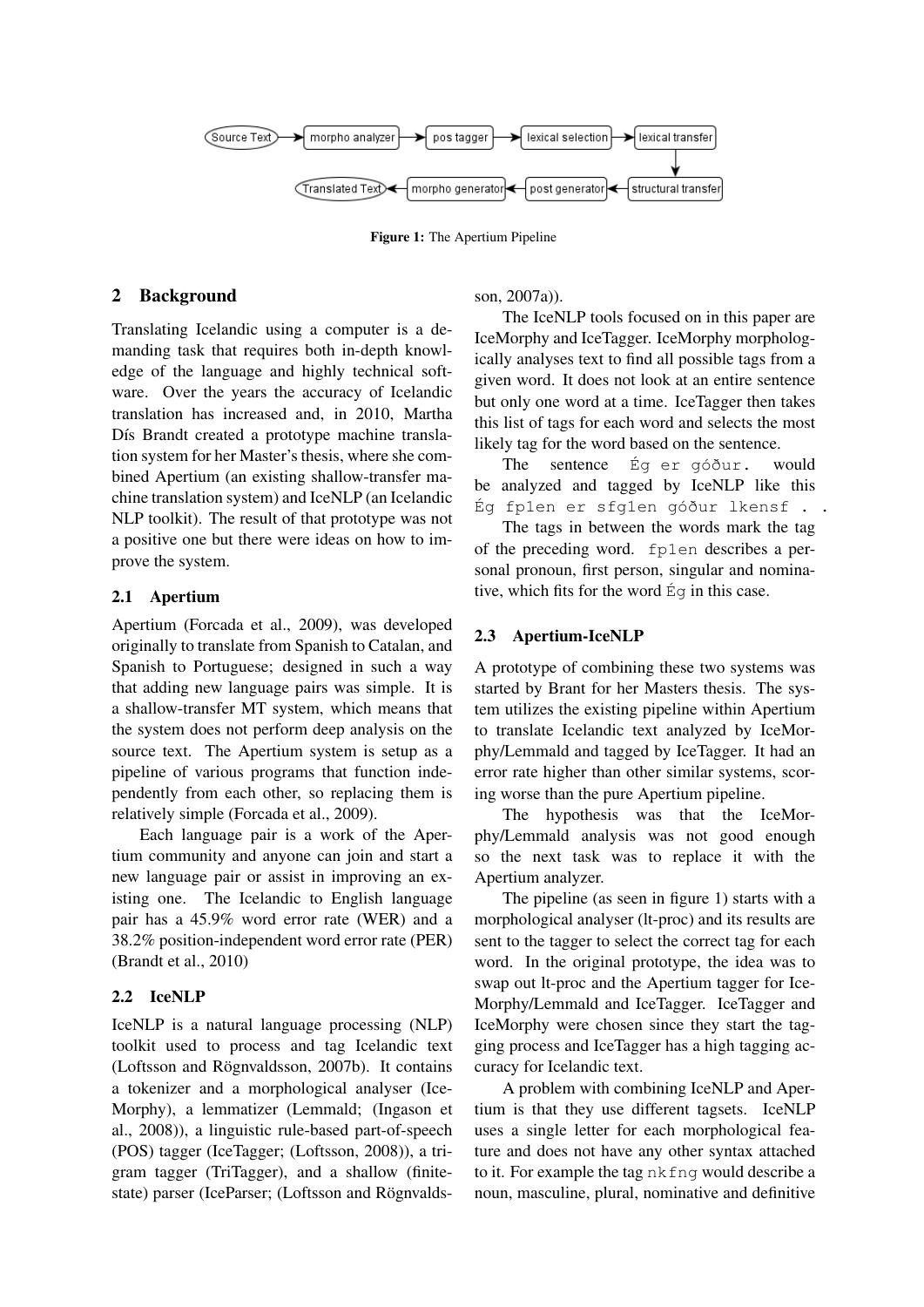Figure 1: The Apertium Pipeline

## 2 Background

Translating Icelandic using a computer is a demanding task that requires both in-depth knowledge of the language and highly technical software. Over the years the accuracy of Icelandic translation has increased and, in 2010, Martha Dís Brandt created a prototype machine translation system for her Master's thesis, where she combined Apertium (an existing shallow-transfer machine translation system) and IceNLP (an Icelandic NLP toolkit). The result of that prototype was not a positive one but there were ideas on how to improve the system.

### 2.1 Apertium

Apertium (Forcada et al., 2009), was developed originally to translate from Spanish to Catalan, and Spanish to Portuguese; designed in such a way that adding new language pairs was simple. It is a shallow-transfer MT system, which means that the system does not perform deep analysis on the source text. The Apertium system is setup as a pipeline of various programs that function independently from each other, so replacing them is relatively simple (Forcada et al., 2009).

Each language pair is a work of the Apertium community and anyone can join and start a new language pair or assist in improving an existing one. The Icelandic to English language pair has a 45.9% word error rate (WER) and a 38.2% position-independent word error rate (PER) (Brandt et al., 2010)

### 2.2 IceNLP

IceNLP is a natural language processing (NLP) toolkit used to process and tag Icelandic text (Loftsson and Rögnvaldsson, 2007b). It contains a tokenizer and a morphological analyser (IceMorphy), a lemmatizer (Lemmald; (Ingason et al., 2008)), a linguistic rule-based part-of-speech (POS) tagger (IceTagger; (Loftsson, 2008)), a trigram tagger (TriTagger), and a shallow (finite-state) parser (IceParser; (Loftsson and Rögnvaldsson, 2007a)).

The IceNLP tools focused on in this paper are IceMorphy and IceTagger. IceMorphy morphologically analyses text to find all possible tags from a given word. It does not look at an entire sentence but only one word at a time. IceTagger then takes this list of tags for each word and selects the most likely tag for the word based on the sentence.

The sentence `Ég er góður.` would be analyzed and tagged by IceNLP like this `Ég fp1en er sfg1en góður lkensf . .`

The tags in between the words mark the tag of the preceding word. `fp1en` describes a personal pronoun, first person, singular and nominative, which fits for the word `Ég` in this case.

### 2.3 Apertium-IceNLP

A prototype of combining these two systems was started by Brant for her Masters thesis. The system utilizes the existing pipeline within Apertium to translate Icelandic text analyzed by IceMorphy/Lemmald and tagged by IceTagger. It had an error rate higher than other similar systems, scoring worse than the pure Apertium pipeline.

The hypothesis was that the IceMorphy/Lemmald analysis was not good enough so the next task was to replace it with the Apertium analyzer.

The pipeline (as seen in figure 1) starts with a morphological analyser (lt-proc) and its results are sent to the tagger to select the correct tag for each word. In the original prototype, the idea was to swap out lt-proc and the Apertium tagger for IceMorphy/Lemmald and IceTagger. IceTagger and IceMorphy were chosen since they start the tagging process and IceTagger has a high tagging accuracy for Icelandic text.

A problem with combining IceNLP and Apertium is that they use different tagsets. IceNLP uses a single letter for each morphological feature and does not have any other syntax attached to it. For example the tag `nkfng` would describe a noun, masculine, plural, nominative and definitive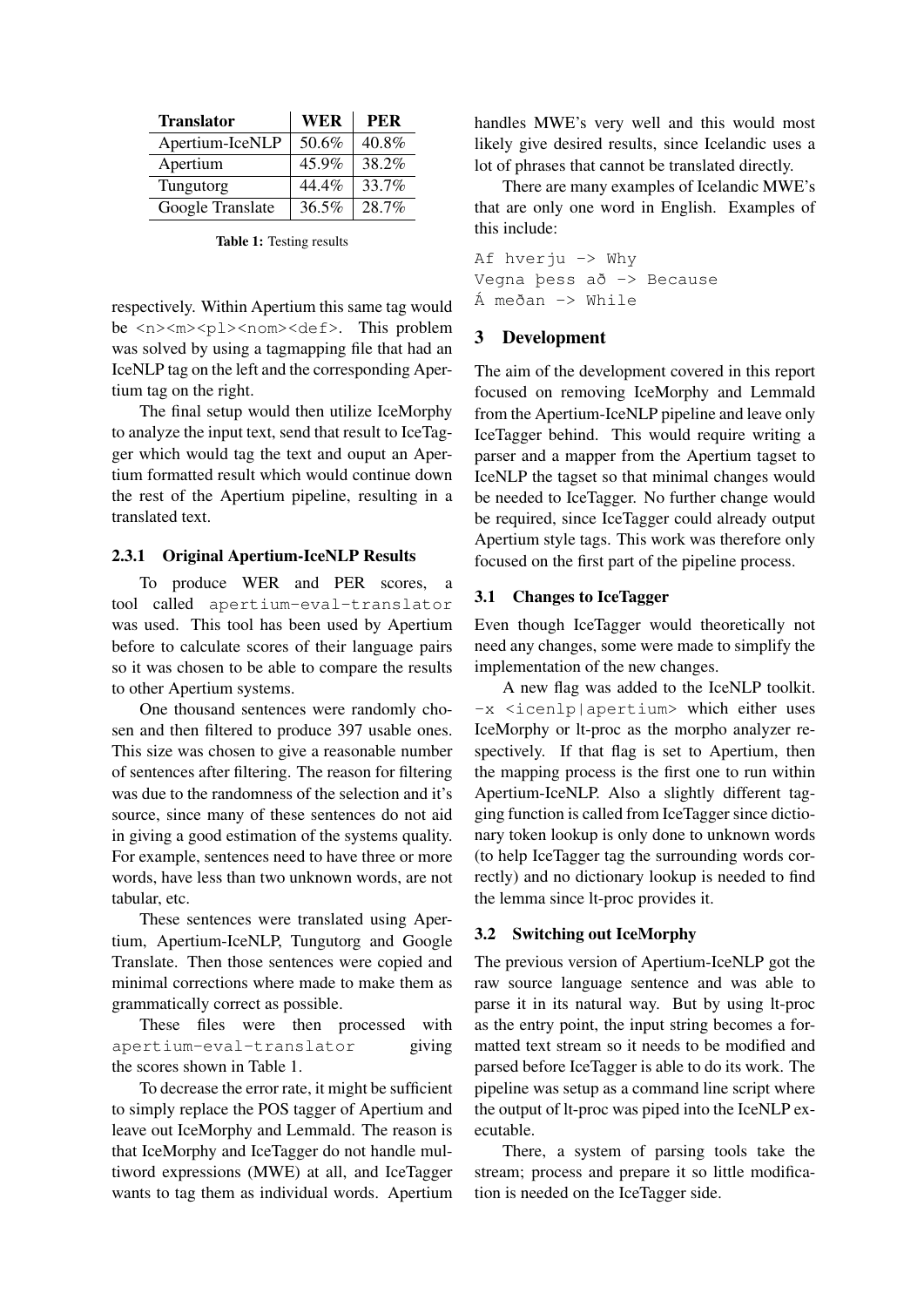| Translator | WER | PER |
|---|---|---|
| Apertium-IceNLP | 50.6% | 40.8% |
| Apertium | 45.9% | 38.2% |
| Tungutorg | 44.4% | 33.7% |
| Google Translate | 36.5% | 28.7% |

**Table 1:** Testing results

respectively. Within Apertium this same tag would be `<n><m><pl><nom><def>`. This problem was solved by using a tagmapping file that had an IceNLP tag on the left and the corresponding Apertium tag on the right.

The final setup would then utilize IceMorphy to analyze the input text, send that result to IceTagger which would tag the text and ouput an Apertium formatted result which would continue down the rest of the Apertium pipeline, resulting in a translated text.

#### 2.3.1 Original Apertium-IceNLP Results

To produce WER and PER scores, a tool called `apertium-eval-translator` was used. This tool has been used by Apertium before to calculate scores of their language pairs so it was chosen to be able to compare the results to other Apertium systems.

One thousand sentences were randomly chosen and then filtered to produce 397 usable ones. This size was chosen to give a reasonable number of sentences after filtering. The reason for filtering was due to the randomness of the selection and it's source, since many of these sentences do not aid in giving a good estimation of the systems quality. For example, sentences need to have three or more words, have less than two unknown words, are not tabular, etc.

These sentences were translated using Apertium, Apertium-IceNLP, Tungutorg and Google Translate. Then those sentences were copied and minimal corrections where made to make them as grammatically correct as possible.

These files were then processed with `apertium-eval-translator` giving the scores shown in Table 1.

To decrease the error rate, it might be sufficient to simply replace the POS tagger of Apertium and leave out IceMorphy and Lemmald. The reason is that IceMorphy and IceTagger do not handle multiword expressions (MWE) at all, and IceTagger wants to tag them as individual words. Apertium handles MWE's very well and this would most likely give desired results, since Icelandic uses a lot of phrases that cannot be translated directly.

There are many examples of Icelandic MWE's that are only one word in English. Examples of this include:

```
Af hverju -> Why
Vegna þess að -> Because
Á meðan -> While
```

## 3 Development

The aim of the development covered in this report focused on removing IceMorphy and Lemmald from the Apertium-IceNLP pipeline and leave only IceTagger behind. This would require writing a parser and a mapper from the Apertium tagset to IceNLP the tagset so that minimal changes would be needed to IceTagger. No further change would be required, since IceTagger could already output Apertium style tags. This work was therefore only focused on the first part of the pipeline process.

### 3.1 Changes to IceTagger

Even though IceTagger would theoretically not need any changes, some were made to simplify the implementation of the new changes.

A new flag was added to the IceNLP toolkit. `-x <icenlp|apertium>` which either uses IceMorphy or lt-proc as the morpho analyzer respectively. If that flag is set to Apertium, then the mapping process is the first one to run within Apertium-IceNLP. Also a slightly different tagging function is called from IceTagger since dictionary token lookup is only done to unknown words (to help IceTagger tag the surrounding words correctly) and no dictionary lookup is needed to find the lemma since lt-proc provides it.

### 3.2 Switching out IceMorphy

The previous version of Apertium-IceNLP got the raw source language sentence and was able to parse it in its natural way. But by using lt-proc as the entry point, the input string becomes a formatted text stream so it needs to be modified and parsed before IceTagger is able to do its work. The pipeline was setup as a command line script where the output of lt-proc was piped into the IceNLP executable.

There, a system of parsing tools take the stream; process and prepare it so little modification is needed on the IceTagger side.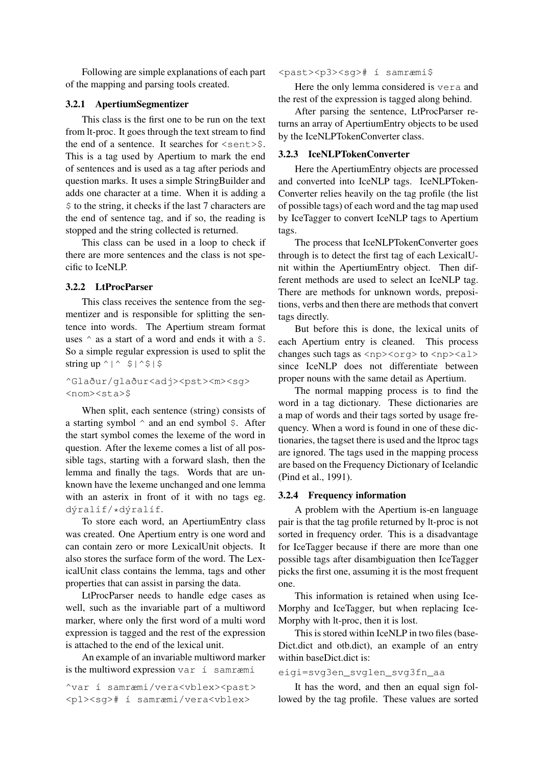Following are simple explanations of each part of the mapping and parsing tools created.

### 3.2.1 ApertiumSegmentizer

This class is the first one to be run on the text from lt-proc. It goes through the text stream to find the end of a sentence. It searches for `<sent>$`. This is a tag used by Apertium to mark the end of sentences and is used as a tag after periods and question marks. It uses a simple StringBuilder and adds one character at a time. When it is adding a `$` to the string, it checks if the last 7 characters are the end of sentence tag, and if so, the reading is stopped and the string collected is returned.

This class can be used in a loop to check if there are more sentences and the class is not specific to IceNLP.

### 3.2.2 LtProcParser

This class receives the sentence from the segmentizer and is responsible for splitting the sentence into words. The Apertium stream format uses `^` as a start of a word and ends it with a `$`. So a simple regular expression is used to split the string up `^|^ $|^$|$`

```
^Glaður/glaður<adj><pst><m><sg>
<nom><sta>$
```

When split, each sentence (string) consists of a starting symbol `^` and an end symbol `$`. After the start symbol comes the lexeme of the word in question. After the lexeme comes a list of all possible tags, starting with a forward slash, then the lemma and finally the tags. Words that are unknown have the lexeme unchanged and one lemma with an asterix in front of it with no tags eg. `dýralíf/*dýralíf`.

To store each word, an ApertiumEntry class was created. One Apertium entry is one word and can contain zero or more LexicalUnit objects. It also stores the surface form of the word. The LexicalUnit class contains the lemma, tags and other properties that can assist in parsing the data.

LtProcParser needs to handle edge cases as well, such as the invariable part of a multiword marker, where only the first word of a multi word expression is tagged and the rest of the expression is attached to the end of the lexical unit.

An example of an invariable multiword marker is the multiword expression `var í samræmi`

```
^var í samræmi/vera<vblex><past>
<p1><sg># í samræmi/vera<vblex>
<past><p3><sg># í samræmi$
```

Here the only lemma considered is `vera` and the rest of the expression is tagged along behind.

After parsing the sentence, LtProcParser returns an array of ApertiumEntry objects to be used by the IceNLPTokenConverter class.

### 3.2.3 IceNLPTokenConverter

Here the ApertiumEntry objects are processed and converted into IceNLP tags. IceNLPTokenConverter relies heavily on the tag profile (the list of possible tags) of each word and the tag map used by IceTagger to convert IceNLP tags to Apertium tags.

The process that IceNLPTokenConverter goes through is to detect the first tag of each LexicalUnit within the ApertiumEntry object. Then different methods are used to select an IceNLP tag. There are methods for unknown words, prepositions, verbs and then there are methods that convert tags directly.

But before this is done, the lexical units of each Apertium entry is cleaned. This process changes such tags as `<np><org>` to `<np><al>` since IceNLP does not differentiate between proper nouns with the same detail as Apertium.

The normal mapping process is to find the word in a tag dictionary. These dictionaries are a map of words and their tags sorted by usage frequency. When a word is found in one of these dictionaries, the tagset there is used and the ltproc tags are ignored. The tags used in the mapping process are based on the Frequency Dictionary of Icelandic (Pind et al., 1991).

### 3.2.4 Frequency information

A problem with the Apertium is-en language pair is that the tag profile returned by lt-proc is not sorted in frequency order. This is a disadvantage for IceTagger because if there are more than one possible tags after disambiguation then IceTagger picks the first one, assuming it is the most frequent one.

This information is retained when using IceMorphy and IceTagger, but when replacing IceMorphy with lt-proc, then it is lost.

This is stored within IceNLP in two files (baseDict.dict and otb.dict), an example of an entry within baseDict.dict is:

```
eigi=svg3en_svg1en_svg3fn_aa
```

It has the word, and then an equal sign followed by the tag profile. These values are sorted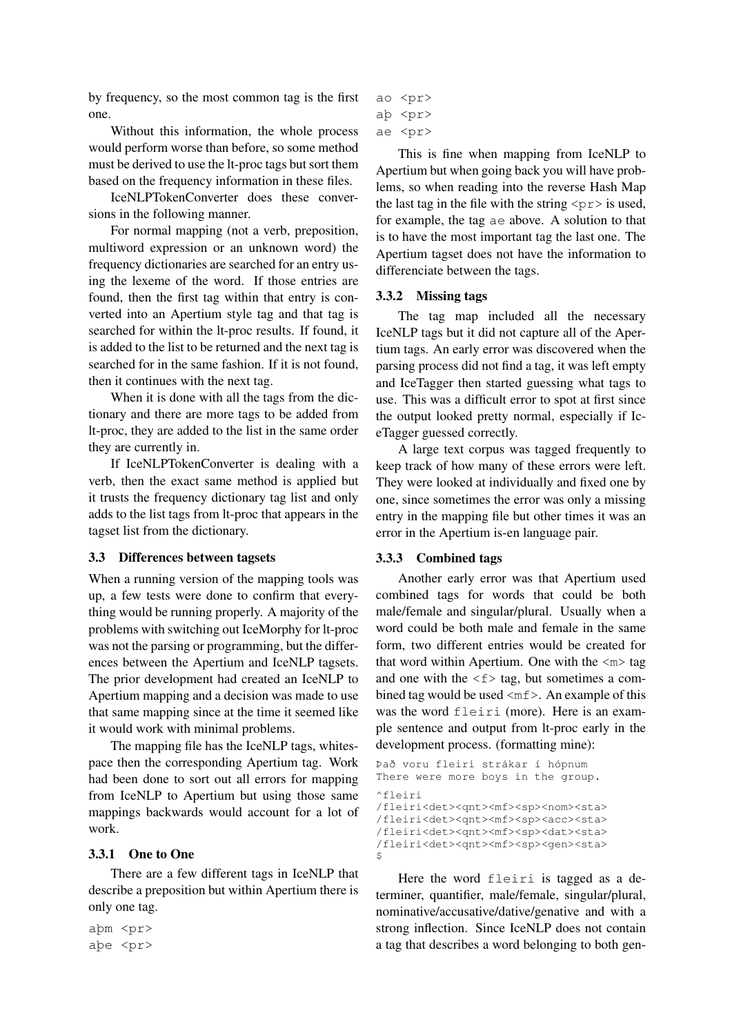by frequency, so the most common tag is the first one.

Without this information, the whole process would perform worse than before, so some method must be derived to use the lt-proc tags but sort them based on the frequency information in these files.

IceNLPTokenConverter does these conversions in the following manner.

For normal mapping (not a verb, preposition, multiword expression or an unknown word) the frequency dictionaries are searched for an entry using the lexeme of the word. If those entries are found, then the first tag within that entry is converted into an Apertium style tag and that tag is searched for within the lt-proc results. If found, it is added to the list to be returned and the next tag is searched for in the same fashion. If it is not found, then it continues with the next tag.

When it is done with all the tags from the dictionary and there are more tags to be added from lt-proc, they are added to the list in the same order they are currently in.

If IceNLPTokenConverter is dealing with a verb, then the exact same method is applied but it trusts the frequency dictionary tag list and only adds to the list tags from lt-proc that appears in the tagset list from the dictionary.

### 3.3 Differences between tagsets

When a running version of the mapping tools was up, a few tests were done to confirm that everything would be running properly. A majority of the problems with switching out IceMorphy for lt-proc was not the parsing or programming, but the differences between the Apertium and IceNLP tagsets. The prior development had created an IceNLP to Apertium mapping and a decision was made to use that same mapping since at the time it seemed like it would work with minimal problems.

The mapping file has the IceNLP tags, whitespace then the corresponding Apertium tag. Work had been done to sort out all errors for mapping from IceNLP to Apertium but using those same mappings backwards would account for a lot of work.

#### 3.3.1 One to One

There are a few different tags in IceNLP that describe a preposition but within Apertium there is only one tag.

```
aþm <pr>
aþe <pr>
ao <pr>
aþ <pr>
ae <pr>
```

This is fine when mapping from IceNLP to Apertium but when going back you will have problems, so when reading into the reverse Hash Map the last tag in the file with the string `<pr>` is used, for example, the tag `ae` above. A solution to that is to have the most important tag the last one. The Apertium tagset does not have the information to differenciate between the tags.

#### 3.3.2 Missing tags

The tag map included all the necessary IceNLP tags but it did not capture all of the Apertium tags. An early error was discovered when the parsing process did not find a tag, it was left empty and IceTagger then started guessing what tags to use. This was a difficult error to spot at first since the output looked pretty normal, especially if IceTagger guessed correctly.

A large text corpus was tagged frequently to keep track of how many of these errors were left. They were looked at individually and fixed one by one, since sometimes the error was only a missing entry in the mapping file but other times it was an error in the Apertium is-en language pair.

#### 3.3.3 Combined tags

Another early error was that Apertium used combined tags for words that could be both male/female and singular/plural. Usually when a word could be both male and female in the same form, two different entries would be created for that word within Apertium. One with the `<m>` tag and one with the `<f>` tag, but sometimes a combined tag would be used `<mf>`. An example of this was the word `fleiri` (more). Here is an example sentence and output from lt-proc early in the development process. (formatting mine):

```
Það voru fleiri strákar í hópnum
There were more boys in the group.
```

```
^fleiri
/fleiri<det><qnt><mf><sp><nom><sta>
/fleiri<det><qnt><mf><sp><acc><sta>
/fleiri<det><qnt><mf><sp><dat><sta>
/fleiri<det><qnt><mf><sp><gen><sta>
$
```

Here the word `fleiri` is tagged as a determiner, quantifier, male/female, singular/plural, nominative/accusative/dative/genative and with a strong inflection. Since IceNLP does not contain a tag that describes a word belonging to both gen-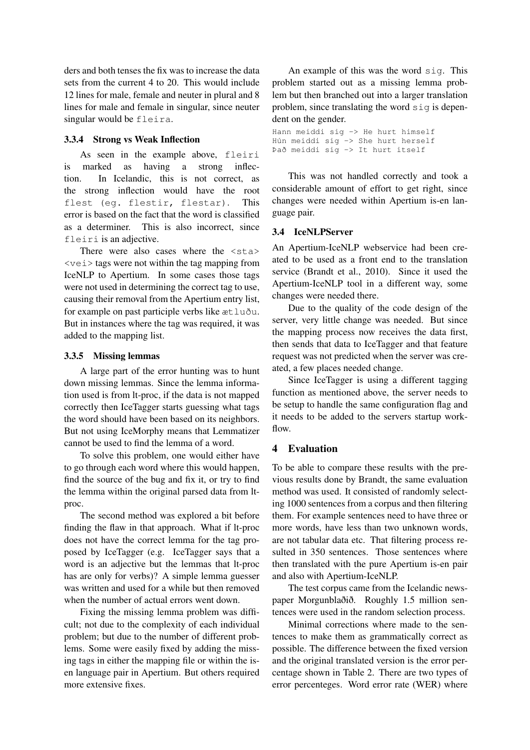ders and both tenses the fix was to increase the data sets from the current 4 to 20. This would include 12 lines for male, female and neuter in plural and 8 lines for male and female in singular, since neuter singular would be `fleira`.

### 3.3.4 Strong vs Weak Inflection

As seen in the example above, `fleiri` is marked as having a strong inflection. In Icelandic, this is not correct, as the strong inflection would have the root `flest (eg. flestir, flestar)`. This error is based on the fact that the word is classified as a determiner. This is also incorrect, since `fleiri` is an adjective.

There were also cases where the `<sta>` `<vei>` tags were not within the tag mapping from IceNLP to Apertium. In some cases those tags were not used in determining the correct tag to use, causing their removal from the Apertium entry list, for example on past participle verbs like `ætluðu`. But in instances where the tag was required, it was added to the mapping list.

### 3.3.5 Missing lemmas

A large part of the error hunting was to hunt down missing lemmas. Since the lemma information used is from lt-proc, if the data is not mapped correctly then IceTagger starts guessing what tags the word should have been based on its neighbors. But not using IceMorphy means that Lemmatizer cannot be used to find the lemma of a word.

To solve this problem, one would either have to go through each word where this would happen, find the source of the bug and fix it, or try to find the lemma within the original parsed data from lt-proc.

The second method was explored a bit before finding the flaw in that approach. What if lt-proc does not have the correct lemma for the tag proposed by IceTagger (e.g. IceTagger says that a word is an adjective but the lemmas that lt-proc has are only for verbs)? A simple lemma guesser was written and used for a while but then removed when the number of actual errors went down.

Fixing the missing lemma problem was difficult; not due to the complexity of each individual problem; but due to the number of different problems. Some were easily fixed by adding the missing tags in either the mapping file or within the is-en language pair in Apertium. But others required more extensive fixes.

An example of this was the word `sig`. This problem started out as a missing lemma problem but then branched out into a larger translation problem, since translating the word `sig` is dependent on the gender.

```
Hann meiddi sig -> He hurt himself
Hún meiddi sig -> She hurt herself
Það meiddi sig -> It hurt itself
```

This was not handled correctly and took a considerable amount of effort to get right, since changes were needed within Apertium is-en language pair.

## 3.4 IceNLPServer

An Apertium-IceNLP webservice had been created to be used as a front end to the translation service (Brandt et al., 2010). Since it used the Apertium-IceNLP tool in a different way, some changes were needed there.

Due to the quality of the code design of the server, very little change was needed. But since the mapping process now receives the data first, then sends that data to IceTagger and that feature request was not predicted when the server was created, a few places needed change.

Since IceTagger is using a different tagging function as mentioned above, the server needs to be setup to handle the same configuration flag and it needs to be added to the servers startup workflow.

# 4 Evaluation

To be able to compare these results with the previous results done by Brandt, the same evaluation method was used. It consisted of randomly selecting 1000 sentences from a corpus and then filtering them. For example sentences need to have three or more words, have less than two unknown words, are not tabular data etc. That filtering process resulted in 350 sentences. Those sentences where then translated with the pure Apertium is-en pair and also with Apertium-IceNLP.

The test corpus came from the Icelandic newspaper Morgunblaðið. Roughly 1.5 million sentences were used in the random selection process.

Minimal corrections where made to the sentences to make them as grammatically correct as possible. The difference between the fixed version and the original translated version is the error percentage shown in Table 2. There are two types of error percenteges. Word error rate (WER) where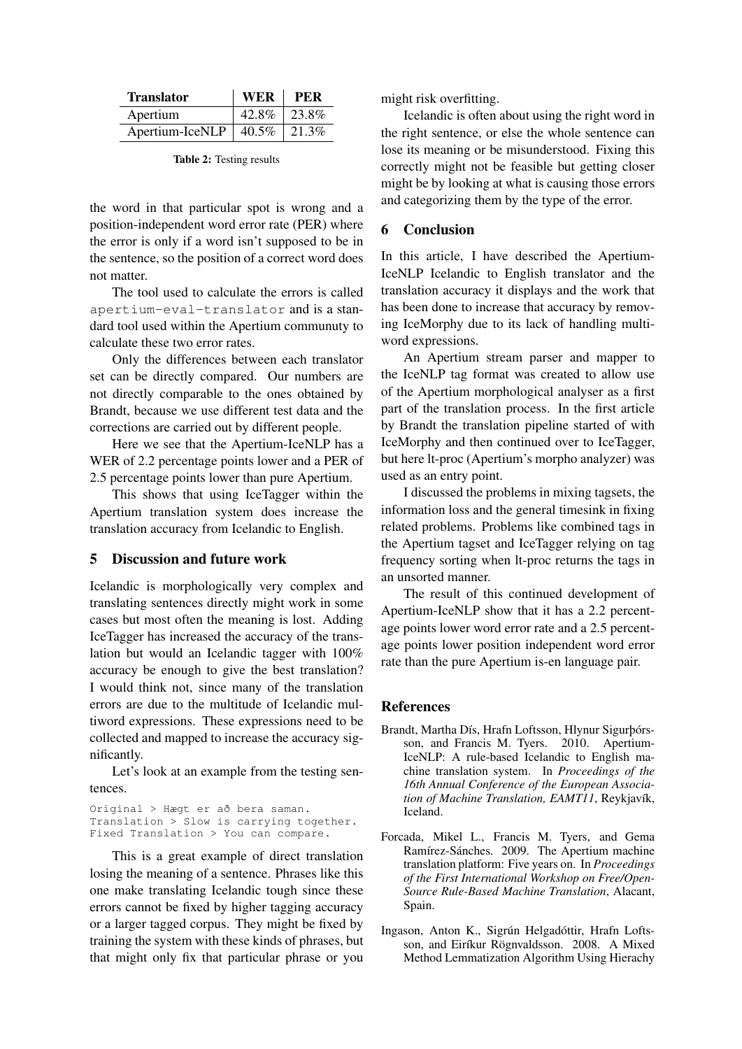| Translator | WER | PER |
|---|---|---|
| Apertium | 42.8% | 23.8% |
| Apertium-IceNLP | 40.5% | 21.3% |

**Table 2:** Testing results

the word in that particular spot is wrong and a position-independent word error rate (PER) where the error is only if a word isn't supposed to be in the sentence, so the position of a correct word does not matter.

The tool used to calculate the errors is called `apertium-eval-translator` and is a standard tool used within the Apertium communuty to calculate these two error rates.

Only the differences between each translator set can be directly compared. Our numbers are not directly comparable to the ones obtained by Brandt, because we use different test data and the corrections are carried out by different people.

Here we see that the Apertium-IceNLP has a WER of 2.2 percentage points lower and a PER of 2.5 percentage points lower than pure Apertium.

This shows that using IceTagger within the Apertium translation system does increase the translation accuracy from Icelandic to English.

## 5 Discussion and future work

Icelandic is morphologically very complex and translating sentences directly might work in some cases but most often the meaning is lost. Adding IceTagger has increased the accuracy of the translation but would an Icelandic tagger with 100% accuracy be enough to give the best translation? I would think not, since many of the translation errors are due to the multitude of Icelandic multiword expressions. These expressions need to be collected and mapped to increase the accuracy significantly.

Let's look at an example from the testing sentences.

```
Original > Hægt er að bera saman.
Translation > Slow is carrying together.
Fixed Translation > You can compare.
```

This is a great example of direct translation losing the meaning of a sentence. Phrases like this one make translating Icelandic tough since these errors cannot be fixed by higher tagging accuracy or a larger tagged corpus. They might be fixed by training the system with these kinds of phrases, but that might only fix that particular phrase or you might risk overfitting.

Icelandic is often about using the right word in the right sentence, or else the whole sentence can lose its meaning or be misunderstood. Fixing this correctly might not be feasible but getting closer might be by looking at what is causing those errors and categorizing them by the type of the error.

## 6 Conclusion

In this article, I have described the Apertium-IceNLP Icelandic to English translator and the translation accuracy it displays and the work that has been done to increase that accuracy by removing IceMorphy due to its lack of handling multiword expressions.

An Apertium stream parser and mapper to the IceNLP tag format was created to allow use of the Apertium morphological analyser as a first part of the translation process. In the first article by Brandt the translation pipeline started of with IceMorphy and then continued over to IceTagger, but here lt-proc (Apertium's morpho analyzer) was used as an entry point.

I discussed the problems in mixing tagsets, the information loss and the general timesink in fixing related problems. Problems like combined tags in the Apertium tagset and IceTagger relying on tag frequency sorting when lt-proc returns the tags in an unsorted manner.

The result of this continued development of Apertium-IceNLP show that it has a 2.2 percentage points lower word error rate and a 2.5 percentage points lower position independent word error rate than the pure Apertium is-en language pair.

## References

Brandt, Martha Dís, Hrafn Loftsson, Hlynur Sigurþórsson, and Francis M. Tyers. 2010. Apertium-IceNLP: A rule-based Icelandic to English machine translation system. In *Proceedings of the 16th Annual Conference of the European Association of Machine Translation, EAMT11*, Reykjavík, Iceland.

Forcada, Mikel L., Francis M. Tyers, and Gema Ramírez-Sánches. 2009. The Apertium machine translation platform: Five years on. In *Proceedings of the First International Workshop on Free/Open-Source Rule-Based Machine Translation*, Alacant, Spain.

Ingason, Anton K., Sigrún Helgadóttir, Hrafn Loftsson, and Eiríkur Rögnvaldsson. 2008. A Mixed Method Lemmatization Algorithm Using Hierachy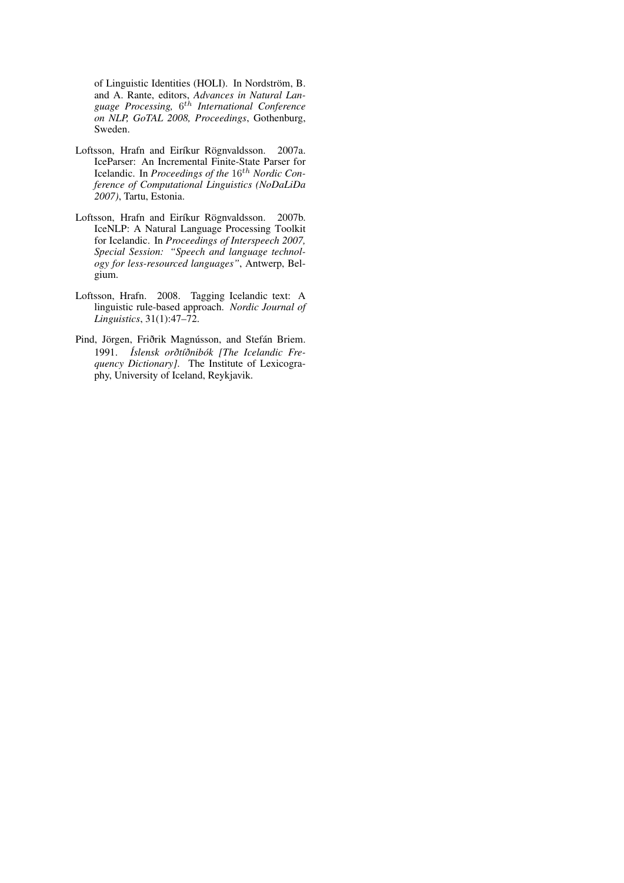of Linguistic Identities (HOLI). In Nordström, B. and A. Rante, editors, *Advances in Natural Language Processing,* $6^{th}$ *International Conference on NLP, GoTAL 2008, Proceedings*, Gothenburg, Sweden.

Loftsson, Hrafn and Eiríkur Rögnvaldsson. 2007a. IceParser: An Incremental Finite-State Parser for Icelandic. In *Proceedings of the* $16^{th}$ *Nordic Conference of Computational Linguistics (NoDaLiDa 2007)*, Tartu, Estonia.

Loftsson, Hrafn and Eiríkur Rögnvaldsson. 2007b. IceNLP: A Natural Language Processing Toolkit for Icelandic. In *Proceedings of Interspeech 2007, Special Session: "Speech and language technology for less-resourced languages"*, Antwerp, Belgium.

Loftsson, Hrafn. 2008. Tagging Icelandic text: A linguistic rule-based approach. *Nordic Journal of Linguistics*, 31(1):47–72.

Pind, Jörgen, Friðrik Magnússon, and Stefán Briem. 1991. *Íslensk orðtíðnibók [The Icelandic Frequency Dictionary].* The Institute of Lexicography, University of Iceland, Reykjavik.